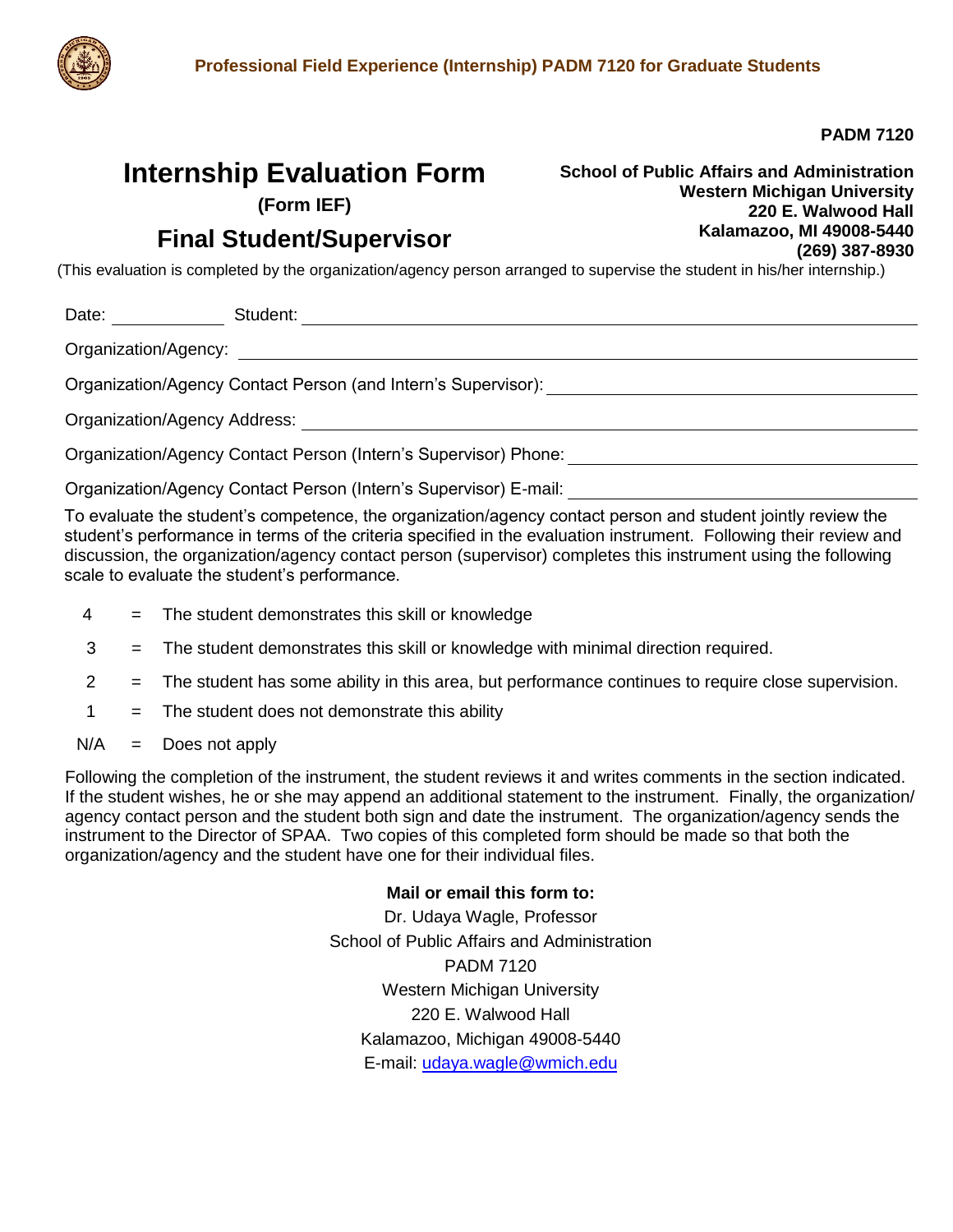**Professional Field Experience (Internship) PADM 7120 for Graduate Students**

**PADM 7120**

# Internship Evaluation Form

**(Form IEF)**

## Final Student/Supervisor

**School of Public Affairs and Administration**
**Western Michigan University**
**220 E. Walwood Hall**
**Kalamazoo, MI 49008-5440**
**(269) 387-8930**

(This evaluation is completed by the organization/agency person arranged to supervise the student in his/her internship.)

Date: ____________ Student: ______________________________________________

Organization/Agency: ______________________________________________

Organization/Agency Contact Person (and Intern's Supervisor): ______________________________

Organization/Agency Address: ______________________________________________

Organization/Agency Contact Person (Intern's Supervisor) Phone: ______________________________

Organization/Agency Contact Person (Intern's Supervisor) E-mail: ______________________________

To evaluate the student's competence, the organization/agency contact person and student jointly review the student's performance in terms of the criteria specified in the evaluation instrument. Following their review and discussion, the organization/agency contact person (supervisor) completes this instrument using the following scale to evaluate the student's performance.

- 4 = The student demonstrates this skill or knowledge
- 3 = The student demonstrates this skill or knowledge with minimal direction required.
- 2 = The student has some ability in this area, but performance continues to require close supervision.
- 1 = The student does not demonstrate this ability
- N/A = Does not apply

Following the completion of the instrument, the student reviews it and writes comments in the section indicated. If the student wishes, he or she may append an additional statement to the instrument. Finally, the organization/agency contact person and the student both sign and date the instrument. The organization/agency sends the instrument to the Director of SPAA. Two copies of this completed form should be made so that both the organization/agency and the student have one for their individual files.

**Mail or email this form to:**

Dr. Udaya Wagle, Professor
School of Public Affairs and Administration
PADM 7120
Western Michigan University
220 E. Walwood Hall
Kalamazoo, Michigan 49008-5440
E-mail: udaya.wagle@wmich.edu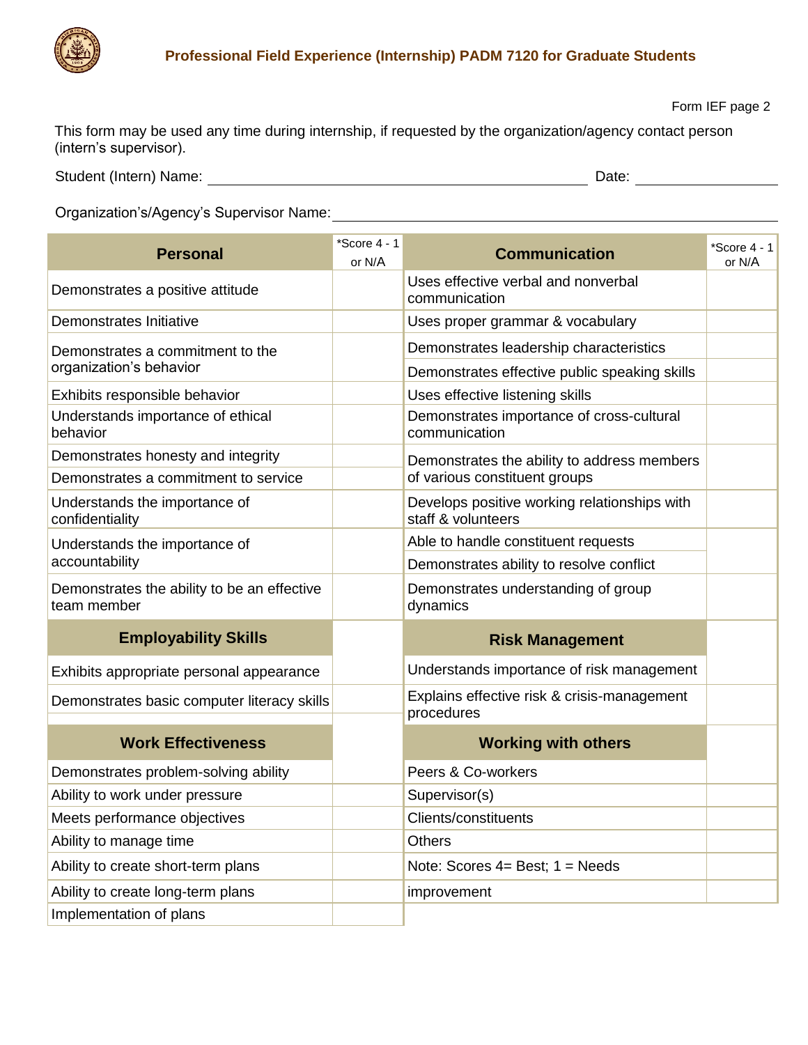## Professional Field Experience (Internship) PADM 7120 for Graduate Students

Form IEF page 2

This form may be used any time during internship, if requested by the organization/agency contact person (intern's supervisor).

Student (Intern) Name: ______________________________ Date: ______________

Organization's/Agency's Supervisor Name: ______________________________

| Personal | *Score 4 - 1 or N/A |
|---|---|
| Demonstrates a positive attitude | |
| Demonstrates Initiative | |
| Demonstrates a commitment to the organization's behavior | |
| Exhibits responsible behavior | |
| Understands importance of ethical behavior | |
| Demonstrates honesty and integrity | |
| Demonstrates a commitment to service | |
| Understands the importance of confidentiality | |
| Understands the importance of accountability | |
| Demonstrates the ability to be an effective team member | |
| **Employability Skills** | |
| Exhibits appropriate personal appearance | |
| Demonstrates basic computer literacy skills | |
| **Work Effectiveness** | |
| Demonstrates problem-solving ability | |
| Ability to work under pressure | |
| Meets performance objectives | |
| Ability to manage time | |
| Ability to create short-term plans | |
| Ability to create long-term plans | |
| Implementation of plans | |

| Communication | *Score 4 - 1 or N/A |
|---|---|
| Uses effective verbal and nonverbal communication | |
| Uses proper grammar & vocabulary | |
| Demonstrates leadership characteristics | |
| Demonstrates effective public speaking skills | |
| Uses effective listening skills | |
| Demonstrates importance of cross-cultural communication | |
| Demonstrates the ability to address members of various constituent groups | |
| Develops positive working relationships with staff & volunteers | |
| Able to handle constituent requests | |
| Demonstrates ability to resolve conflict | |
| Demonstrates understanding of group dynamics | |
| **Risk Management** | |
| Understands importance of risk management | |
| Explains effective risk & crisis-management procedures | |
| **Working with others** | |
| Peers & Co-workers | |
| Supervisor(s) | |
| Clients/constituents | |
| Others | |

Note: Scores 4= Best; 1 = Needs improvement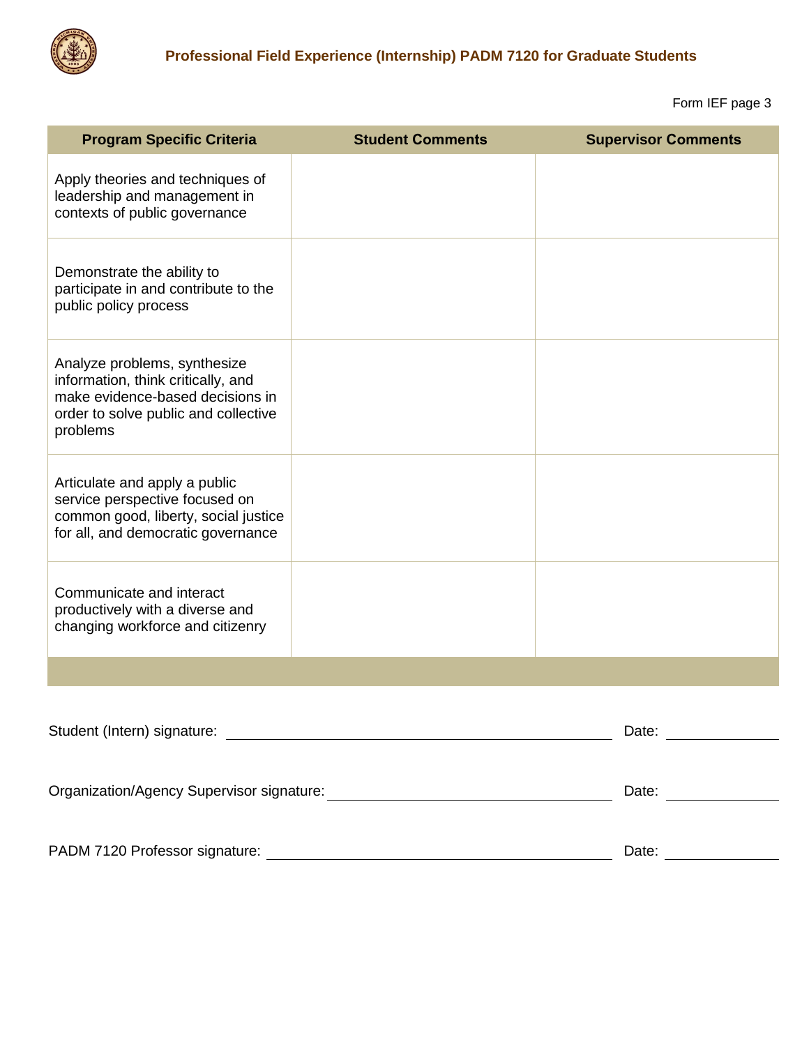# Professional Field Experience (Internship) PADM 7120 for Graduate Students

Form IEF page 3

| Program Specific Criteria | Student Comments | Supervisor Comments |
|---|---|---|
| Apply theories and techniques of leadership and management in contexts of public governance | | |
| Demonstrate the ability to participate in and contribute to the public policy process | | |
| Analyze problems, synthesize information, think critically, and make evidence-based decisions in order to solve public and collective problems | | |
| Articulate and apply a public service perspective focused on common good, liberty, social justice for all, and democratic governance | | |
| Communicate and interact productively with a diverse and changing workforce and citizenry | | |

Student (Intern) signature: ______________________________ Date: __________

Organization/Agency Supervisor signature: ______________________________ Date: __________

PADM 7120 Professor signature: ______________________________ Date: __________